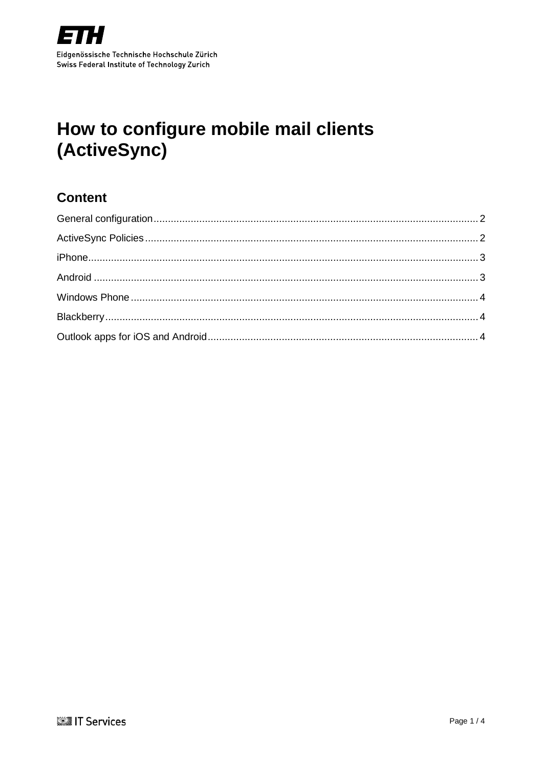ETH

Eidgenössische Technische Hochschule Zürich
Swiss Federal Institute of Technology Zurich

# How to configure mobile mail clients (ActiveSync)

## Content

General configuration ........ 2

ActiveSync Policies ........ 2

iPhone ........ 3

Android ........ 3

Windows Phone ........ 4

Blackberry ........ 4

Outlook apps for iOS and Android ........ 4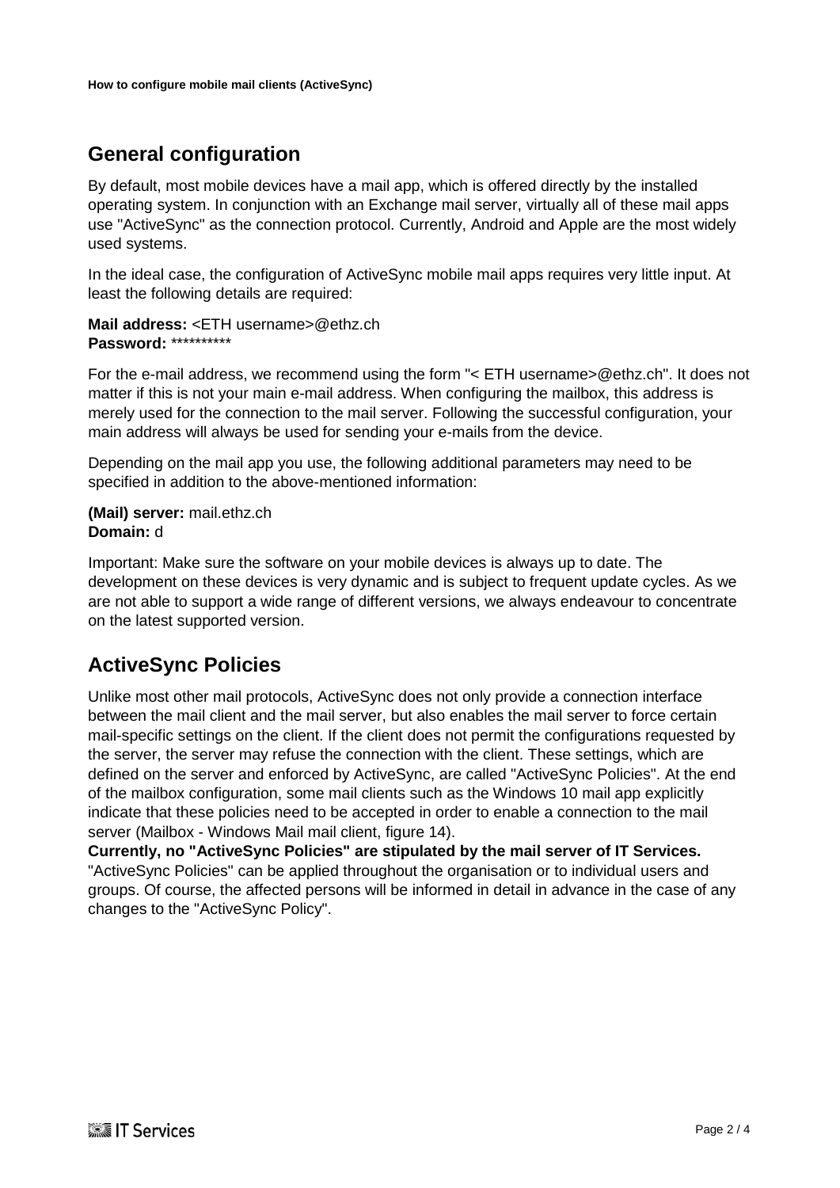## General configuration

By default, most mobile devices have a mail app, which is offered directly by the installed operating system. In conjunction with an Exchange mail server, virtually all of these mail apps use "ActiveSync" as the connection protocol. Currently, Android and Apple are the most widely used systems.

In the ideal case, the configuration of ActiveSync mobile mail apps requires very little input. At least the following details are required:

**Mail address:** <ETH username>@ethz.ch
**Password:** **********

For the e-mail address, we recommend using the form "< ETH username>@ethz.ch". It does not matter if this is not your main e-mail address. When configuring the mailbox, this address is merely used for the connection to the mail server. Following the successful configuration, your main address will always be used for sending your e-mails from the device.

Depending on the mail app you use, the following additional parameters may need to be specified in addition to the above-mentioned information:

**(Mail) server:** mail.ethz.ch
**Domain:** d

Important: Make sure the software on your mobile devices is always up to date. The development on these devices is very dynamic and is subject to frequent update cycles. As we are not able to support a wide range of different versions, we always endeavour to concentrate on the latest supported version.

## ActiveSync Policies

Unlike most other mail protocols, ActiveSync does not only provide a connection interface between the mail client and the mail server, but also enables the mail server to force certain mail-specific settings on the client. If the client does not permit the configurations requested by the server, the server may refuse the connection with the client. These settings, which are defined on the server and enforced by ActiveSync, are called "ActiveSync Policies". At the end of the mailbox configuration, some mail clients such as the Windows 10 mail app explicitly indicate that these policies need to be accepted in order to enable a connection to the mail server (Mailbox - Windows Mail mail client, figure 14).

**Currently, no "ActiveSync Policies" are stipulated by the mail server of IT Services.**
"ActiveSync Policies" can be applied throughout the organisation or to individual users and groups. Of course, the affected persons will be informed in detail in advance in the case of any changes to the "ActiveSync Policy".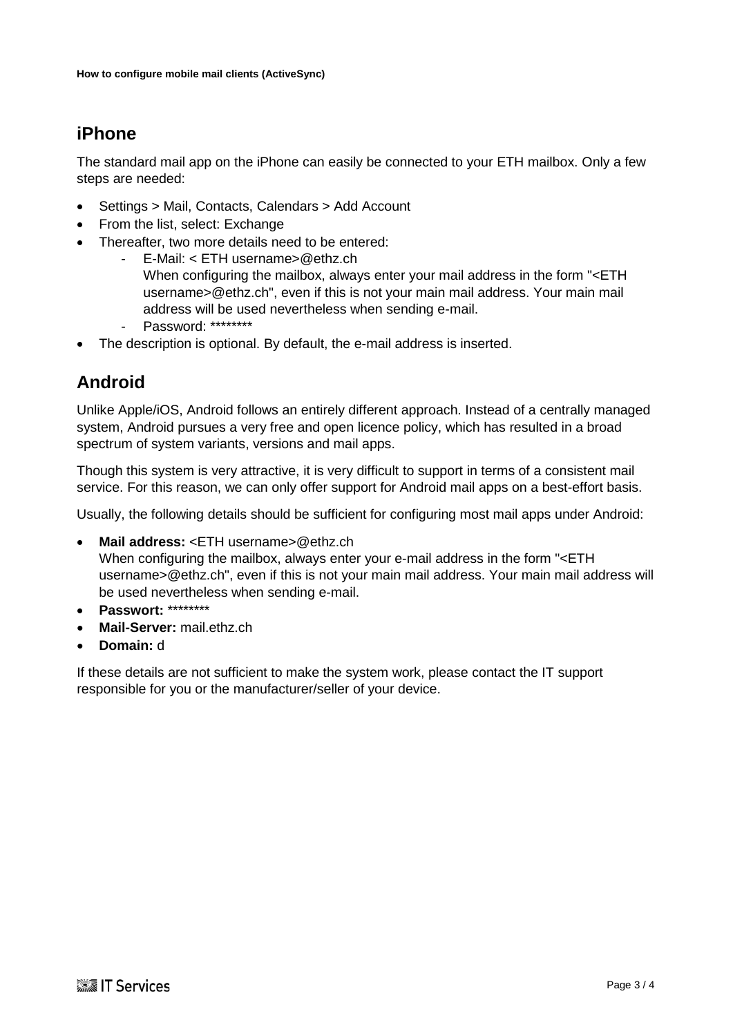## iPhone

The standard mail app on the iPhone can easily be connected to your ETH mailbox. Only a few steps are needed:

- Settings > Mail, Contacts, Calendars > Add Account
- From the list, select: Exchange
- Thereafter, two more details need to be entered:
  - E-Mail: < ETH username>@ethz.ch
    When configuring the mailbox, always enter your mail address in the form "<ETH username>@ethz.ch", even if this is not your main mail address. Your main mail address will be used nevertheless when sending e-mail.
  - Password: ********
- The description is optional. By default, the e-mail address is inserted.

## Android

Unlike Apple/iOS, Android follows an entirely different approach. Instead of a centrally managed system, Android pursues a very free and open licence policy, which has resulted in a broad spectrum of system variants, versions and mail apps.

Though this system is very attractive, it is very difficult to support in terms of a consistent mail service. For this reason, we can only offer support for Android mail apps on a best-effort basis.

Usually, the following details should be sufficient for configuring most mail apps under Android:

- **Mail address:** <ETH username>@ethz.ch
  When configuring the mailbox, always enter your e-mail address in the form "<ETH username>@ethz.ch", even if this is not your main mail address. Your main mail address will be used nevertheless when sending e-mail.
- **Passwort:** ********
- **Mail-Server:** mail.ethz.ch
- **Domain:** d

If these details are not sufficient to make the system work, please contact the IT support responsible for you or the manufacturer/seller of your device.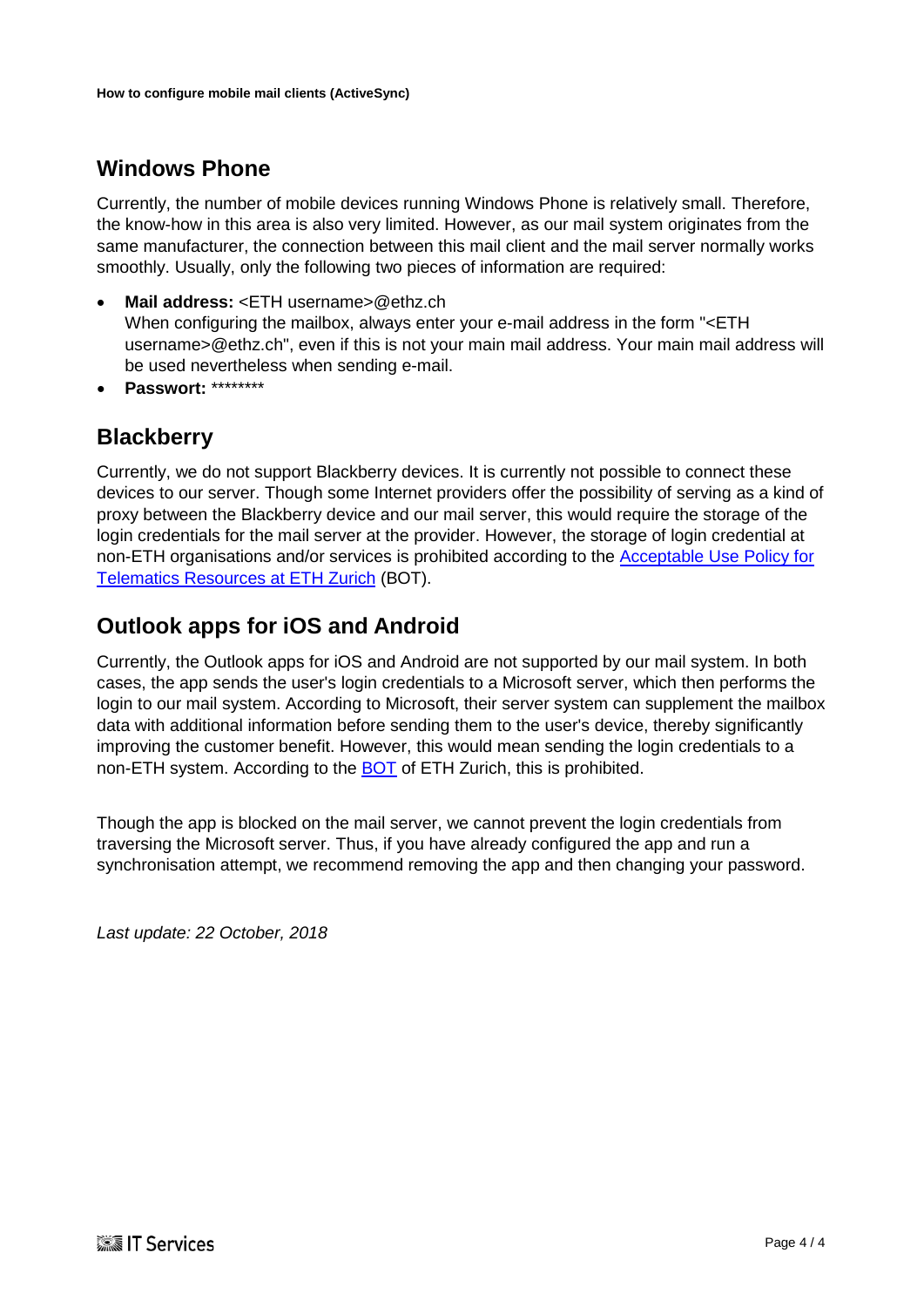## Windows Phone

Currently, the number of mobile devices running Windows Phone is relatively small. Therefore, the know-how in this area is also very limited. However, as our mail system originates from the same manufacturer, the connection between this mail client and the mail server normally works smoothly. Usually, only the following two pieces of information are required:

- **Mail address:** <ETH username>@ethz.ch
  When configuring the mailbox, always enter your e-mail address in the form "<ETH username>@ethz.ch", even if this is not your main mail address. Your main mail address will be used nevertheless when sending e-mail.
- **Passwort:** ********

## Blackberry

Currently, we do not support Blackberry devices. It is currently not possible to connect these devices to our server. Though some Internet providers offer the possibility of serving as a kind of proxy between the Blackberry device and our mail server, this would require the storage of the login credentials for the mail server at the provider. However, the storage of login credential at non-ETH organisations and/or services is prohibited according to the Acceptable Use Policy for Telematics Resources at ETH Zurich (BOT).

## Outlook apps for iOS and Android

Currently, the Outlook apps for iOS and Android are not supported by our mail system. In both cases, the app sends the user's login credentials to a Microsoft server, which then performs the login to our mail system. According to Microsoft, their server system can supplement the mailbox data with additional information before sending them to the user's device, thereby significantly improving the customer benefit. However, this would mean sending the login credentials to a non-ETH system. According to the BOT of ETH Zurich, this is prohibited.

Though the app is blocked on the mail server, we cannot prevent the login credentials from traversing the Microsoft server. Thus, if you have already configured the app and run a synchronisation attempt, we recommend removing the app and then changing your password.

*Last update: 22 October, 2018*